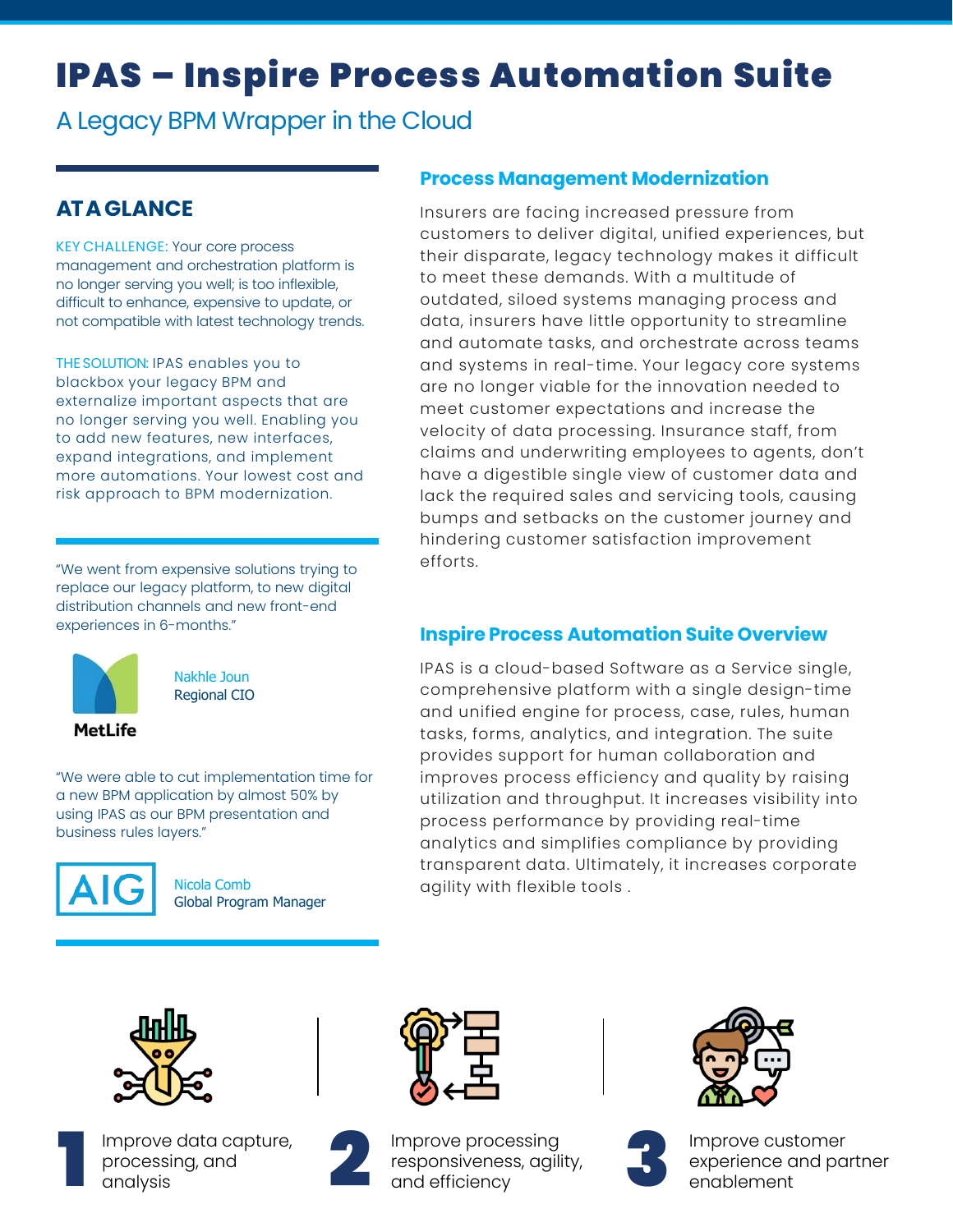# IPAS – Inspire Process Automation Suite

## A Legacy BPM Wrapper in the Cloud

## AT A GLANCE

KEY CHALLENGE: Your core process management and orchestration platform is no longer serving you well; is too inflexible, difficult to enhance, expensive to update, or not compatible with latest technology trends.

THE SOLUTION: IPAS enables you to blackbox your legacy BPM and externalize important aspects that are no longer serving you well. Enabling you to add new features, new interfaces, expand integrations, and implement more automations. Your lowest cost and risk approach to BPM modernization.

"We went from expensive solutions trying to replace our legacy platform, to new digital distribution channels and new front-end experiences in 6-months."

MetLife

Nakhle Joun
Regional CIO

"We were able to cut implementation time for a new BPM application by almost 50% by using IPAS as our BPM presentation and business rules layers."

AIG

Nicola Comb
Global Program Manager

## Process Management Modernization

Insurers are facing increased pressure from customers to deliver digital, unified experiences, but their disparate, legacy technology makes it difficult to meet these demands. With a multitude of outdated, siloed systems managing process and data, insurers have little opportunity to streamline and automate tasks, and orchestrate across teams and systems in real-time. Your legacy core systems are no longer viable for the innovation needed to meet customer expectations and increase the velocity of data processing. Insurance staff, from claims and underwriting employees to agents, don't have a digestible single view of customer data and lack the required sales and servicing tools, causing bumps and setbacks on the customer journey and hindering customer satisfaction improvement efforts.

## Inspire Process Automation Suite Overview

IPAS is a cloud-based Software as a Service single, comprehensive platform with a single design-time and unified engine for process, case, rules, human tasks, forms, analytics, and integration. The suite provides support for human collaboration and improves process efficiency and quality by raising utilization and throughput. It increases visibility into process performance by providing real-time analytics and simplifies compliance by providing transparent data. Ultimately, it increases corporate agility with flexible tools .

**1** Improve data capture, processing, and analysis

**2** Improve processing responsiveness, agility, and efficiency

**3** Improve customer experience and partner enablement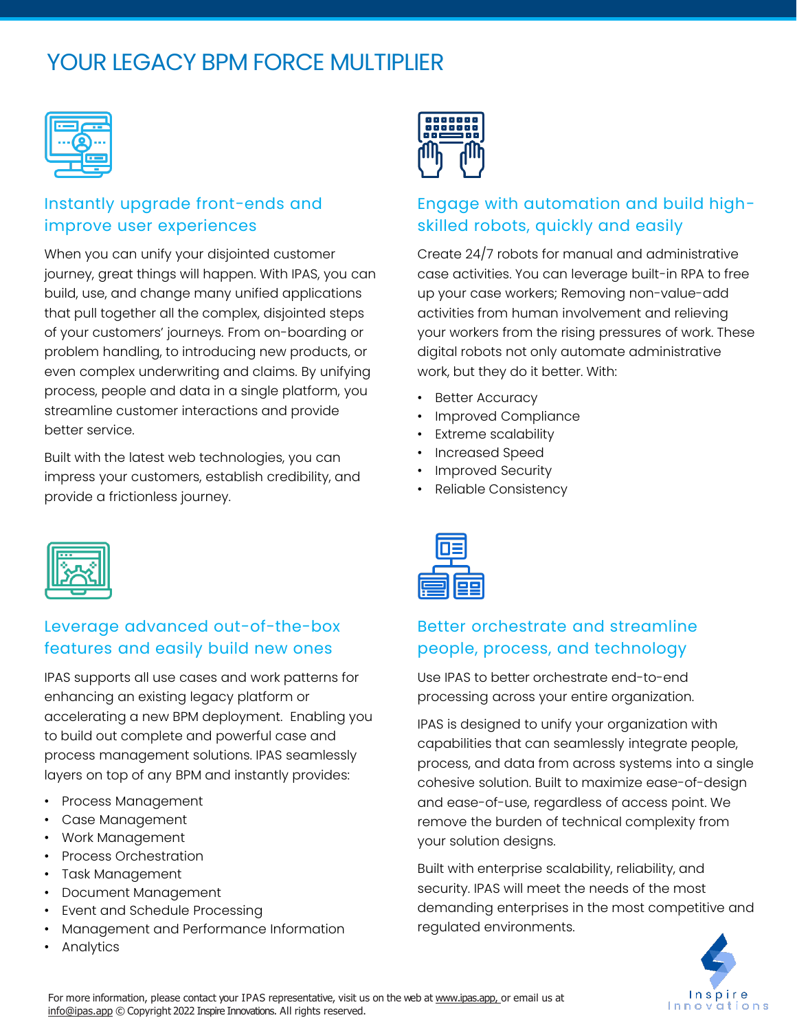# YOUR LEGACY BPM FORCE MULTIPLIER

## Instantly upgrade front-ends and improve user experiences

When you can unify your disjointed customer journey, great things will happen. With IPAS, you can build, use, and change many unified applications that pull together all the complex, disjointed steps of your customers' journeys. From on-boarding or problem handling, to introducing new products, or even complex underwriting and claims. By unifying process, people and data in a single platform, you streamline customer interactions and provide better service.

Built with the latest web technologies, you can impress your customers, establish credibility, and provide a frictionless journey.

## Engage with automation and build high-skilled robots, quickly and easily

Create 24/7 robots for manual and administrative case activities. You can leverage built-in RPA to free up your case workers; Removing non-value-add activities from human involvement and relieving your workers from the rising pressures of work. These digital robots not only automate administrative work, but they do it better. With:

- Better Accuracy
- Improved Compliance
- Extreme scalability
- Increased Speed
- Improved Security
- Reliable Consistency

## Leverage advanced out-of-the-box features and easily build new ones

IPAS supports all use cases and work patterns for enhancing an existing legacy platform or accelerating a new BPM deployment. Enabling you to build out complete and powerful case and process management solutions. IPAS seamlessly layers on top of any BPM and instantly provides:

- Process Management
- Case Management
- Work Management
- Process Orchestration
- Task Management
- Document Management
- Event and Schedule Processing
- Management and Performance Information
- Analytics

## Better orchestrate and streamline people, process, and technology

Use IPAS to better orchestrate end-to-end processing across your entire organization.

IPAS is designed to unify your organization with capabilities that can seamlessly integrate people, process, and data from across systems into a single cohesive solution. Built to maximize ease-of-design and ease-of-use, regardless of access point. We remove the burden of technical complexity from your solution designs.

Built with enterprise scalability, reliability, and security. IPAS will meet the needs of the most demanding enterprises in the most competitive and regulated environments.

For more information, please contact your IPAS representative, visit us on the web at www.ipas.app, or email us at info@ipas.app © Copyright 2022 Inspire Innovations. All rights reserved.

Inspire Innovations